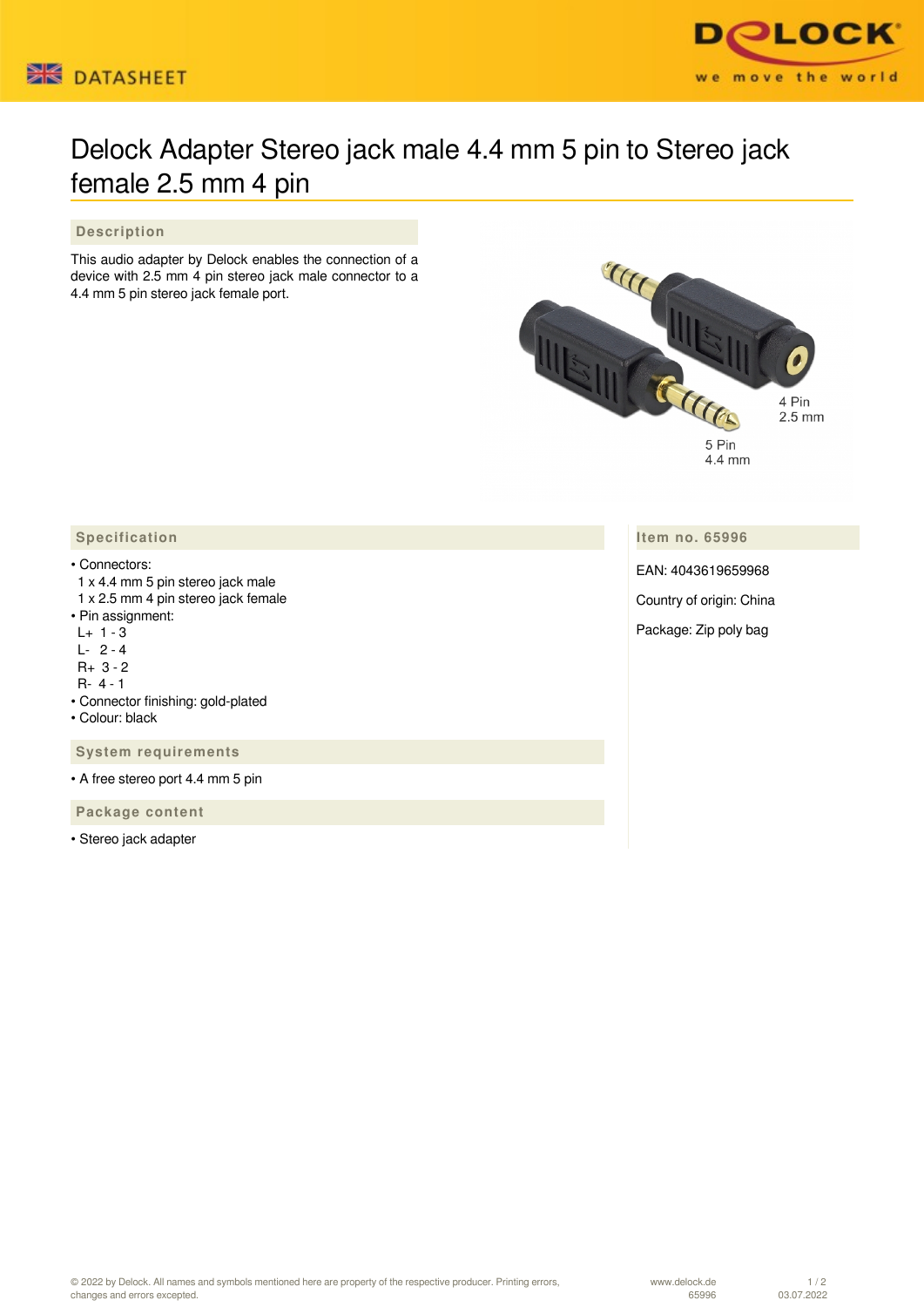# Delock Adapter Stereo jack male 4.4 mm 5 pin to Stereo jack female 2.5 mm 4 pin

## Description

This audio adapter by Delock enables the connection of a device with 2.5 mm 4 pin stereo jack male connector to a 4.4 mm 5 pin stereo jack female port.

4 Pin
2.5 mm

5 Pin
4.4 mm

## Specification

- Connectors:
  1 x 4.4 mm 5 pin stereo jack male
  1 x 2.5 mm 4 pin stereo jack female
- Pin assignment:
  L+ 1 - 3
  L- 2 - 4
  R+ 3 - 2
  R- 4 - 1
- Connector finishing: gold-plated
- Colour: black

## System requirements

- A free stereo port 4.4 mm 5 pin

## Package content

- Stereo jack adapter

## Item no. 65996

EAN: 4043619659968

Country of origin: China

Package: Zip poly bag

© 2022 by Delock. All names and symbols mentioned here are property of the respective producer. Printing errors, changes and errors excepted.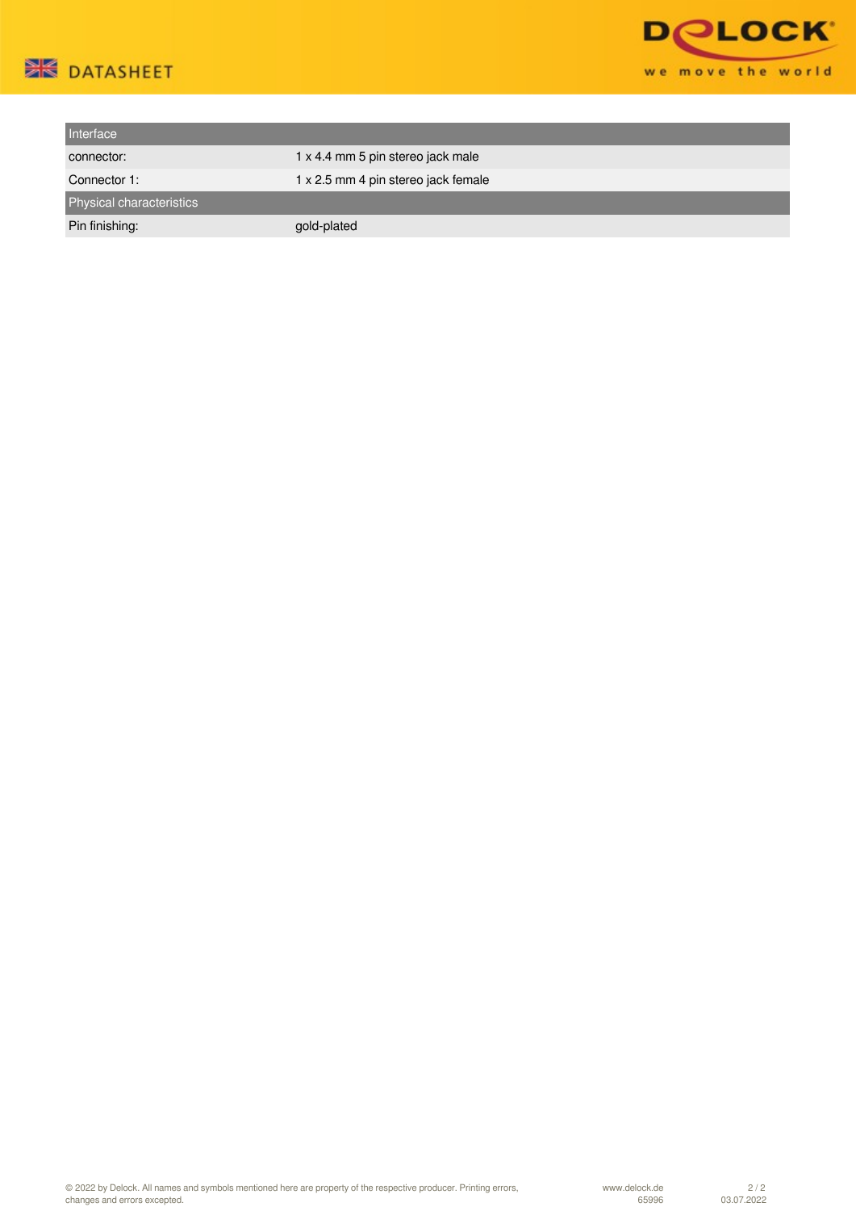| | |
|---|---|
| **Interface** | |
| connector: | 1 x 4.4 mm 5 pin stereo jack male |
| Connector 1: | 1 x 2.5 mm 4 pin stereo jack female |
| **Physical characteristics** | |
| Pin finishing: | gold-plated |

© 2022 by Delock. All names and symbols mentioned here are property of the respective producer. Printing errors, changes and errors excepted.

www.delock.de
65996
03.07.2022